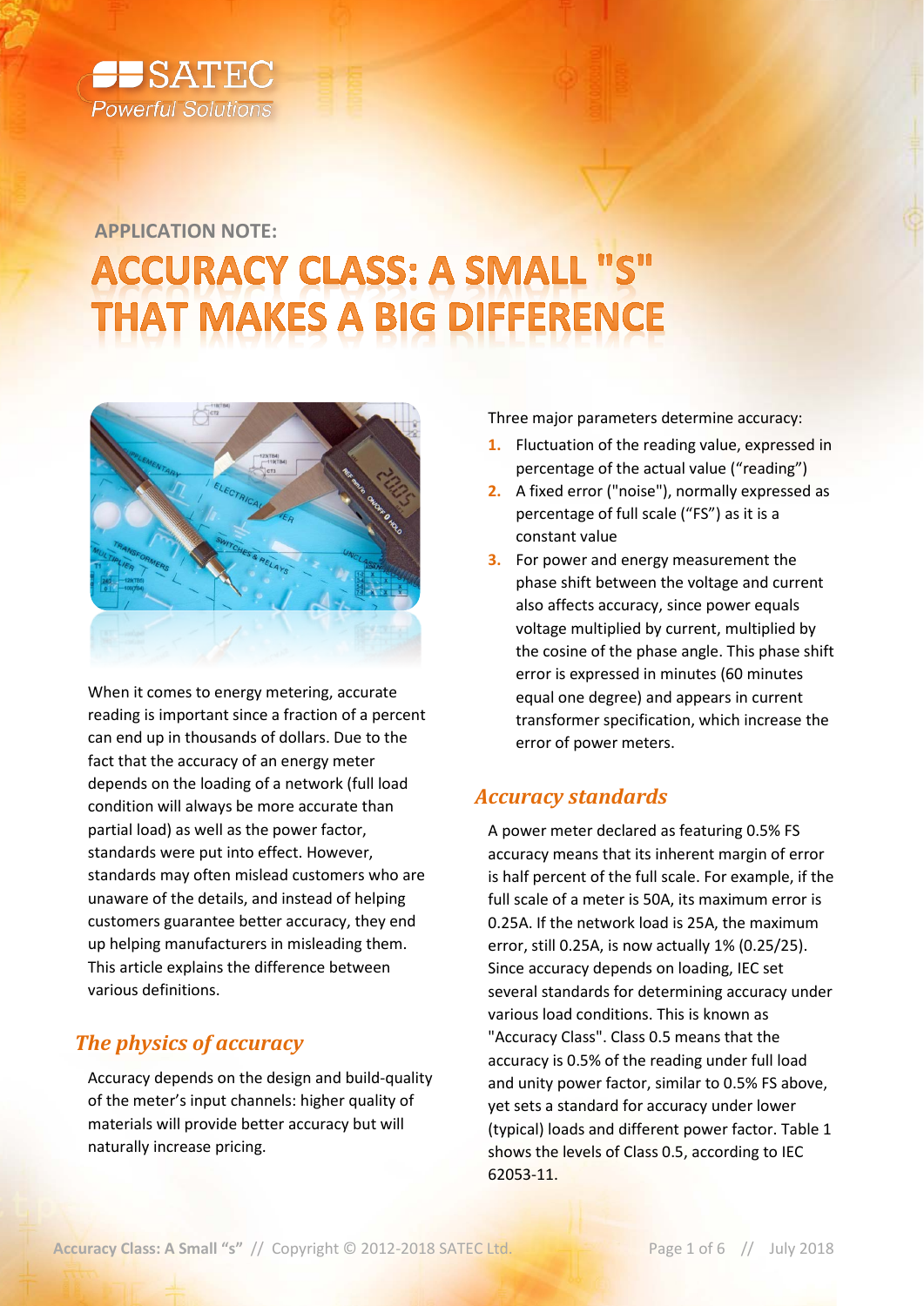APPLICATION NOTE:

# ACCURACY CLASS: A SMALL "S" THAT MAKES A BIG DIFFERENCE

When it comes to energy metering, accurate reading is important since a fraction of a percent can end up in thousands of dollars. Due to the fact that the accuracy of an energy meter depends on the loading of a network (full load condition will always be more accurate than partial load) as well as the power factor, standards were put into effect. However, standards may often mislead customers who are unaware of the details, and instead of helping customers guarantee better accuracy, they end up helping manufacturers in misleading them. This article explains the difference between various definitions.

## *The physics of accuracy*

Accuracy depends on the design and build-quality of the meter's input channels: higher quality of materials will provide better accuracy but will naturally increase pricing.

Three major parameters determine accuracy:

1. Fluctuation of the reading value, expressed in percentage of the actual value ("reading")
2. A fixed error ("noise"), normally expressed as percentage of full scale ("FS") as it is a constant value
3. For power and energy measurement the phase shift between the voltage and current also affects accuracy, since power equals voltage multiplied by current, multiplied by the cosine of the phase angle. This phase shift error is expressed in minutes (60 minutes equal one degree) and appears in current transformer specification, which increase the error of power meters.

## *Accuracy standards*

A power meter declared as featuring 0.5% FS accuracy means that its inherent margin of error is half percent of the full scale. For example, if the full scale of a meter is 50A, its maximum error is 0.25A. If the network load is 25A, the maximum error, still 0.25A, is now actually 1% (0.25/25). Since accuracy depends on loading, IEC set several standards for determining accuracy under various load conditions. This is known as "Accuracy Class". Class 0.5 means that the accuracy is 0.5% of the reading under full load and unity power factor, similar to 0.5% FS above, yet sets a standard for accuracy under lower (typical) loads and different power factor. Table 1 shows the levels of Class 0.5, according to IEC 62053-11.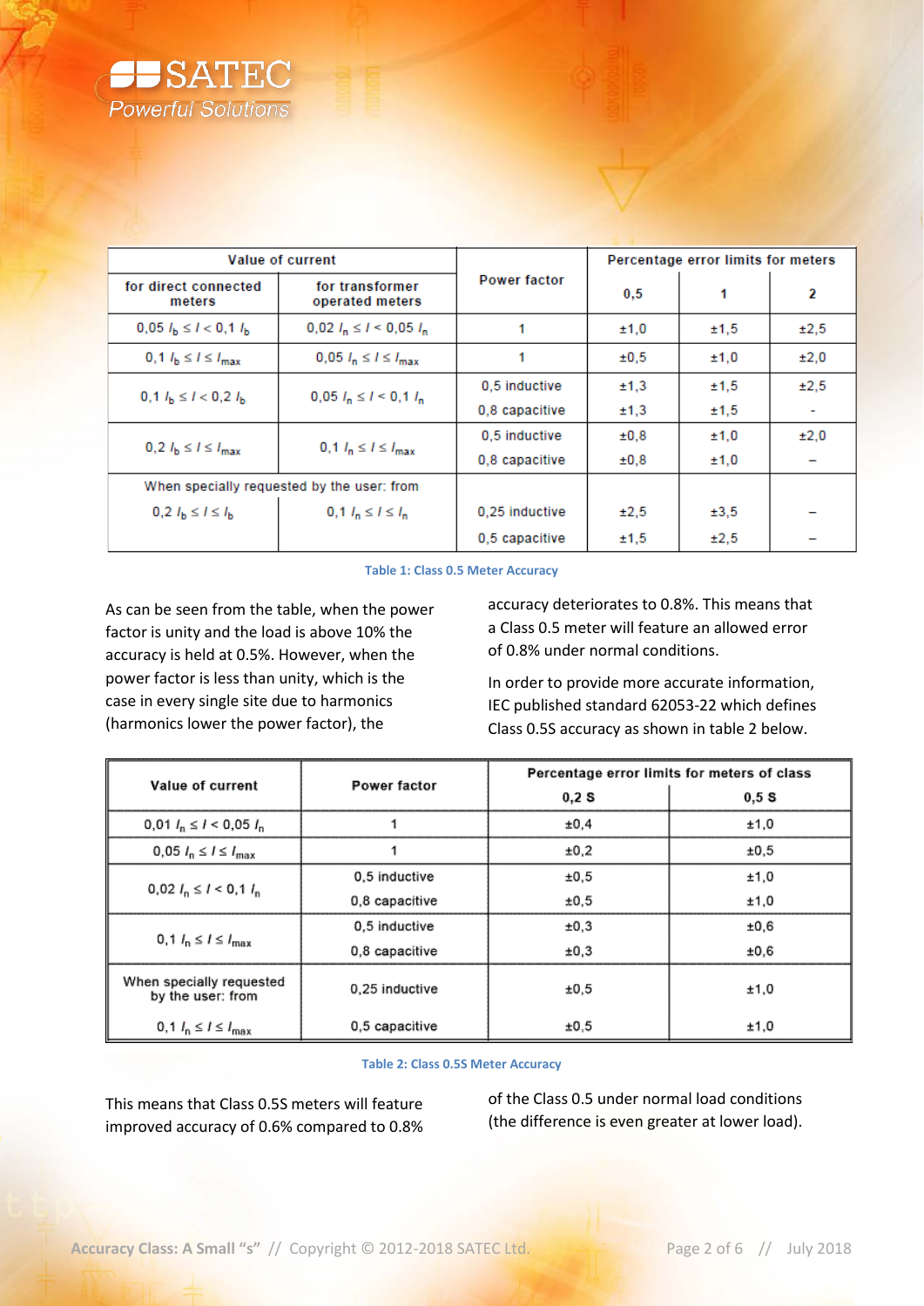| Value of current | | Power factor | Percentage error limits for meters | | |
|---|---|---|---|---|---|
| for direct connected meters | for transformer operated meters | | 0,5 | 1 | 2 |
| $0{,}05\ I_b \leq I < 0{,}1\ I_b$ | $0{,}02\ I_n \leq I < 0{,}05\ I_n$ | 1 | ±1,0 | ±1,5 | ±2,5 |
| $0{,}1\ I_b \leq I \leq I_{max}$ | $0{,}05\ I_n \leq I \leq I_{max}$ | 1 | ±0,5 | ±1,0 | ±2,0 |
| $0{,}1\ I_b \leq I < 0{,}2\ I_b$ | $0{,}05\ I_n \leq I < 0{,}1\ I_n$ | 0,5 inductive | ±1,3 | ±1,5 | ±2,5 |
| | | 0,8 capacitive | ±1,3 | ±1,5 | - |
| $0{,}2\ I_b \leq I \leq I_{max}$ | $0{,}1\ I_n \leq I \leq I_{max}$ | 0,5 inductive | ±0,8 | ±1,0 | ±2,0 |
| | | 0,8 capacitive | ±0,8 | ±1,0 | – |
| When specially requested by the user: from $0{,}2\ I_b \leq I \leq I_b$ | $0{,}1\ I_n \leq I \leq I_n$ | 0,25 inductive | ±2,5 | ±3,5 | – |
| | | 0,5 capacitive | ±1,5 | ±2,5 | – |

Table 1: Class 0.5 Meter Accuracy

As can be seen from the table, when the power factor is unity and the load is above 10% the accuracy is held at 0.5%. However, when the power factor is less than unity, which is the case in every single site due to harmonics (harmonics lower the power factor), the accuracy deteriorates to 0.8%. This means that a Class 0.5 meter will feature an allowed error of 0.8% under normal conditions.

In order to provide more accurate information, IEC published standard 62053-22 which defines Class 0.5S accuracy as shown in table 2 below.

| Value of current | Power factor | Percentage error limits for meters of class | |
|---|---|---|---|
| | | 0,2 S | 0,5 S |
| $0{,}01\ I_n \leq I < 0{,}05\ I_n$ | 1 | ±0,4 | ±1,0 |
| $0{,}05\ I_n \leq I \leq I_{max}$ | 1 | ±0,2 | ±0,5 |
| $0{,}02\ I_n \leq I < 0{,}1\ I_n$ | 0,5 inductive | ±0,5 | ±1,0 |
| | 0,8 capacitive | ±0,5 | ±1,0 |
| $0{,}1\ I_n \leq I \leq I_{max}$ | 0,5 inductive | ±0,3 | ±0,6 |
| | 0,8 capacitive | ±0,3 | ±0,6 |
| When specially requested by the user: from | 0,25 inductive | ±0,5 | ±1,0 |
| $0{,}1\ I_n \leq I \leq I_{max}$ | 0,5 capacitive | ±0,5 | ±1,0 |

Table 2: Class 0.5S Meter Accuracy

This means that Class 0.5S meters will feature improved accuracy of 0.6% compared to 0.8% of the Class 0.5 under normal load conditions (the difference is even greater at lower load).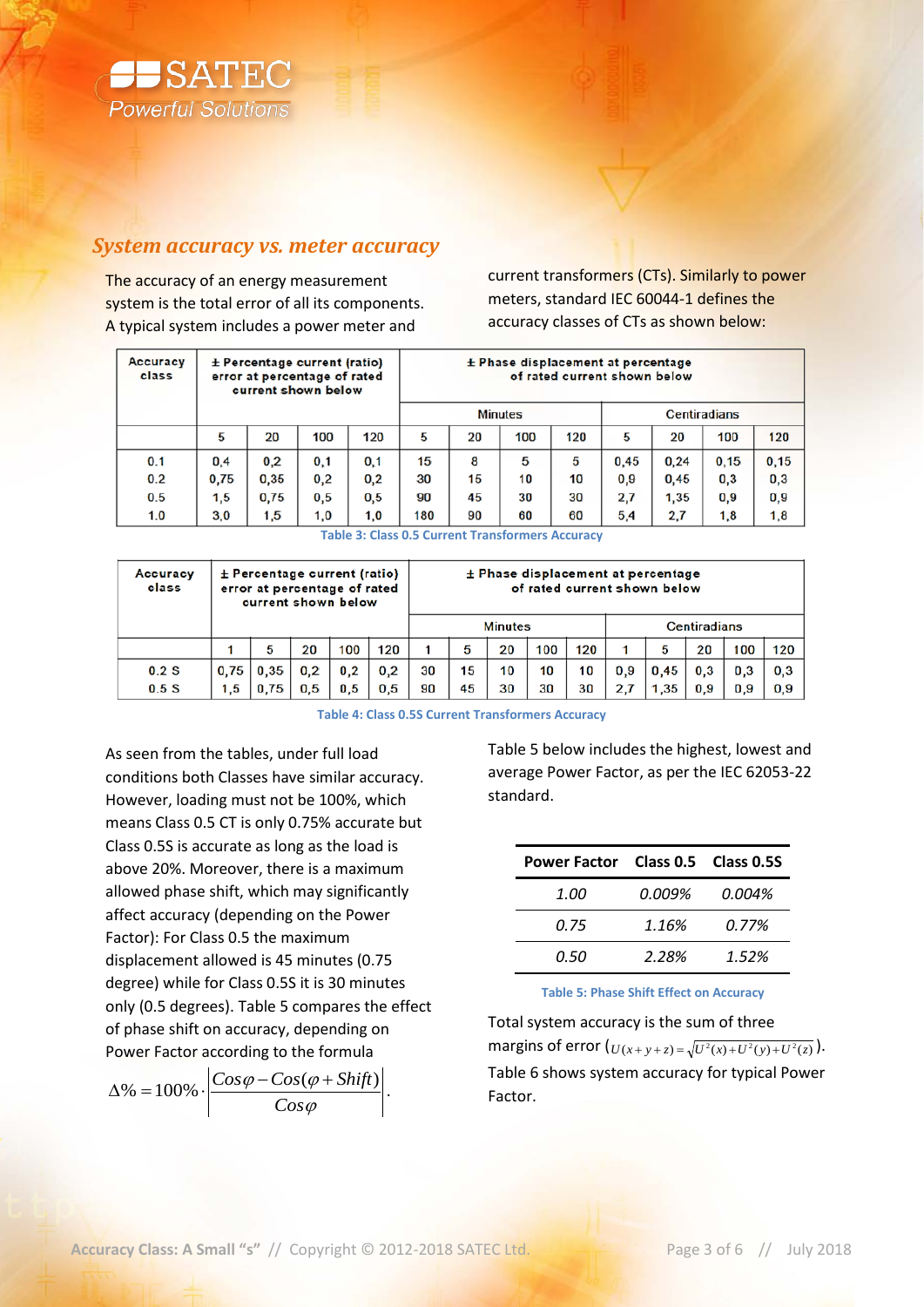## System accuracy vs. meter accuracy

The accuracy of an energy measurement system is the total error of all its components. A typical system includes a power meter and current transformers (CTs). Similarly to power meters, standard IEC 60044-1 defines the accuracy classes of CTs as shown below:

| Accuracy class | ± Percentage current (ratio) error at percentage of rated current shown below | | | | ± Phase displacement at percentage of rated current shown below | | | | | | | |
|---|---|---|---|---|---|---|---|---|---|---|---|---|
| | | | | | Minutes | | | | Centiradians | | | |
| | 5 | 20 | 100 | 120 | 5 | 20 | 100 | 120 | 5 | 20 | 100 | 120 |
| 0.1 | 0,4 | 0,2 | 0,1 | 0,1 | 15 | 8 | 5 | 5 | 0,45 | 0,24 | 0,15 | 0,15 |
| 0.2 | 0,75 | 0,35 | 0,2 | 0,2 | 30 | 15 | 10 | 10 | 0,9 | 0,45 | 0,3 | 0,3 |
| 0.5 | 1,5 | 0,75 | 0,5 | 0,5 | 90 | 45 | 30 | 30 | 2,7 | 1,35 | 0,9 | 0,9 |
| 1.0 | 3,0 | 1,5 | 1,0 | 1,0 | 180 | 90 | 60 | 60 | 5,4 | 2,7 | 1,8 | 1,8 |

Table 3: Class 0.5 Current Transformers Accuracy

| Accuracy class | ± Percentage current (ratio) error at percentage of rated current shown below | | | | | ± Phase displacement at percentage of rated current shown below | | | | | | | | | |
|---|---|---|---|---|---|---|---|---|---|---|---|---|---|---|---|
| | | | | | | Minutes | | | | | Centiradians | | | | |
| | 1 | 5 | 20 | 100 | 120 | 1 | 5 | 20 | 100 | 120 | 1 | 5 | 20 | 100 | 120 |
| 0.2 S | 0,75 | 0,35 | 0,2 | 0,2 | 0,2 | 30 | 15 | 10 | 10 | 10 | 0,9 | 0,45 | 0,3 | 0,3 | 0,3 |
| 0.5 S | 1,5 | 0,75 | 0,5 | 0,5 | 0,5 | 90 | 45 | 30 | 30 | 30 | 2,7 | 1,35 | 0,9 | 0,9 | 0,9 |

Table 4: Class 0.5S Current Transformers Accuracy

As seen from the tables, under full load conditions both Classes have similar accuracy. However, loading must not be 100%, which means Class 0.5 CT is only 0.75% accurate but Class 0.5S is accurate as long as the load is above 20%. Moreover, there is a maximum allowed phase shift, which may significantly affect accuracy (depending on the Power Factor): For Class 0.5 the maximum displacement allowed is 45 minutes (0.75 degree) while for Class 0.5S it is 30 minutes only (0.5 degrees). Table 5 compares the effect of phase shift on accuracy, depending on Power Factor according to the formula

$$\Delta\% = 100\% \cdot \left| \frac{Cos\varphi - Cos(\varphi + Shift)}{Cos\varphi} \right|.$$

Table 5 below includes the highest, lowest and average Power Factor, as per the IEC 62053-22 standard.

| Power Factor | Class 0.5 | Class 0.5S |
|---|---|---|
| *1.00* | *0.009%* | *0.004%* |
| *0.75* | *1.16%* | *0.77%* |
| *0.50* | *2.28%* | *1.52%* |

Table 5: Phase Shift Effect on Accuracy

Total system accuracy is the sum of three margins of error ($U(x+y+z) = \sqrt{U^2(x)+U^2(y)+U^2(z)}$). Table 6 shows system accuracy for typical Power Factor.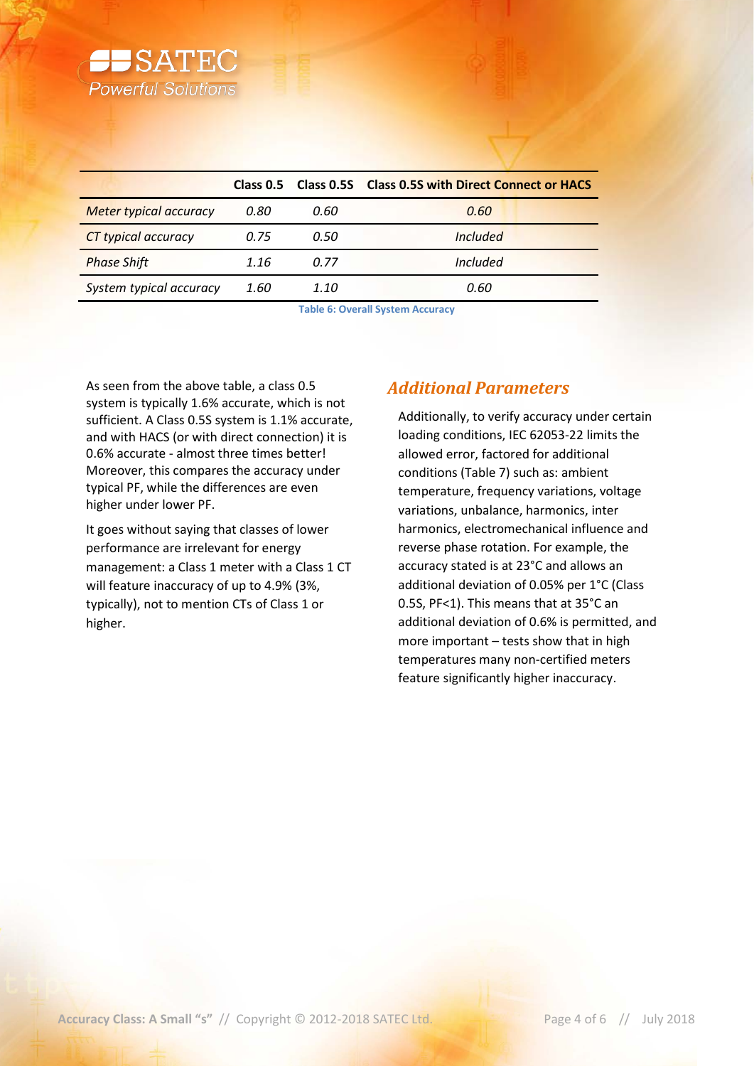| | Class 0.5 | Class 0.5S | Class 0.5S with Direct Connect or HACS |
|---|---|---|---|
| *Meter typical accuracy* | *0.80* | *0.60* | *0.60* |
| *CT typical accuracy* | *0.75* | *0.50* | *Included* |
| *Phase Shift* | *1.16* | *0.77* | *Included* |
| *System typical accuracy* | *1.60* | *1.10* | *0.60* |

**Table 6: Overall System Accuracy**

As seen from the above table, a class 0.5 system is typically 1.6% accurate, which is not sufficient. A Class 0.5S system is 1.1% accurate, and with HACS (or with direct connection) it is 0.6% accurate - almost three times better! Moreover, this compares the accuracy under typical PF, while the differences are even higher under lower PF.

It goes without saying that classes of lower performance are irrelevant for energy management: a Class 1 meter with a Class 1 CT will feature inaccuracy of up to 4.9% (3%, typically), not to mention CTs of Class 1 or higher.

## *Additional Parameters*

Additionally, to verify accuracy under certain loading conditions, IEC 62053-22 limits the allowed error, factored for additional conditions (Table 7) such as: ambient temperature, frequency variations, voltage variations, unbalance, harmonics, inter harmonics, electromechanical influence and reverse phase rotation. For example, the accuracy stated is at 23°C and allows an additional deviation of 0.05% per 1°C (Class 0.5S, PF<1). This means that at 35°C an additional deviation of 0.6% is permitted, and more important – tests show that in high temperatures many non-certified meters feature significantly higher inaccuracy.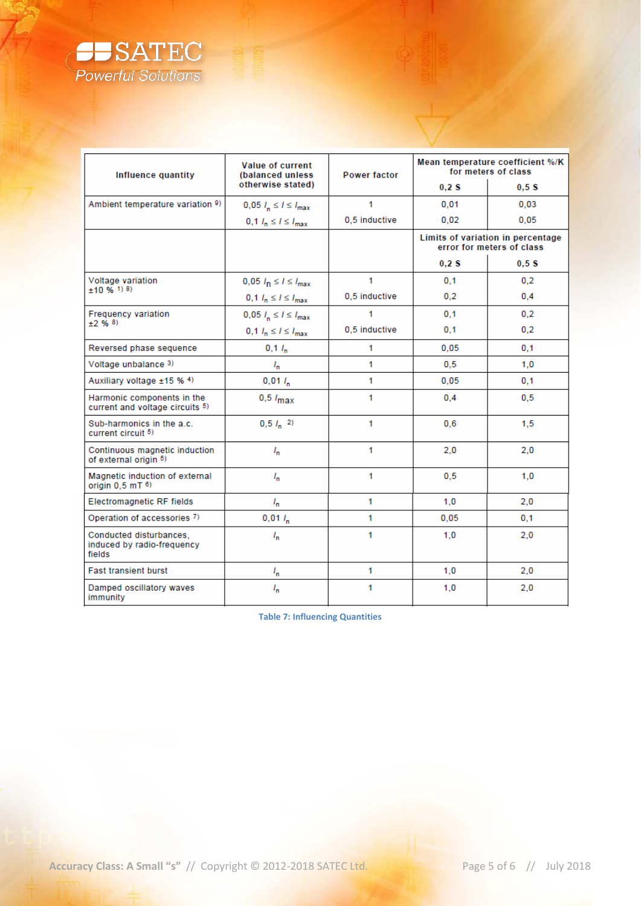| Influence quantity | Value of current (balanced unless otherwise stated) | Power factor | Mean temperature coefficient %/K for meters of class | |
|---|---|---|---|---|
| | | | 0,2 S | 0,5 S |
| Ambient temperature variation [9] | $0,05\ I_n \leq I \leq I_{max}$ | 1 | 0,01 | 0,03 |
| | $0,1\ I_n \leq I \leq I_{max}$ | 0,5 inductive | 0,02 | 0,05 |
| | | | **Limits of variation in percentage error for meters of class** | |
| | | | 0,2 S | 0,5 S |
| Voltage variation ±10 % [1) 8)] | $0,05\ I_n \leq I \leq I_{max}$ | 1 | 0,1 | 0,2 |
| | $0,1\ I_n \leq I \leq I_{max}$ | 0,5 inductive | 0,2 | 0,4 |
| Frequency variation ±2 % [8] | $0,05\ I_n \leq I \leq I_{max}$ | 1 | 0,1 | 0,2 |
| | $0,1\ I_n \leq I \leq I_{max}$ | 0,5 inductive | 0,1 | 0,2 |
| Reversed phase sequence | $0,1\ I_n$ | 1 | 0,05 | 0,1 |
| Voltage unbalance [3] | $I_n$ | 1 | 0,5 | 1,0 |
| Auxiliary voltage ±15 % [4] | $0,01\ I_n$ | 1 | 0,05 | 0,1 |
| Harmonic components in the current and voltage circuits [5] | $0,5\ I_{max}$ | 1 | 0,4 | 0,5 |
| Sub-harmonics in the a.c. current circuit [5] | $0,5\ I_n$ [2] | 1 | 0,6 | 1,5 |
| Continuous magnetic induction of external origin [5] | $I_n$ | 1 | 2,0 | 2,0 |
| Magnetic induction of external origin 0,5 mT [6] | $I_n$ | 1 | 0,5 | 1,0 |
| Electromagnetic RF fields | $I_n$ | 1 | 1,0 | 2,0 |
| Operation of accessories [7] | $0,01\ I_n$ | 1 | 0,05 | 0,1 |
| Conducted disturbances, induced by radio-frequency fields | $I_n$ | 1 | 1,0 | 2,0 |
| Fast transient burst | $I_n$ | 1 | 1,0 | 2,0 |
| Damped oscillatory waves immunity | $I_n$ | 1 | 1,0 | 2,0 |

Table 7: Influencing Quantities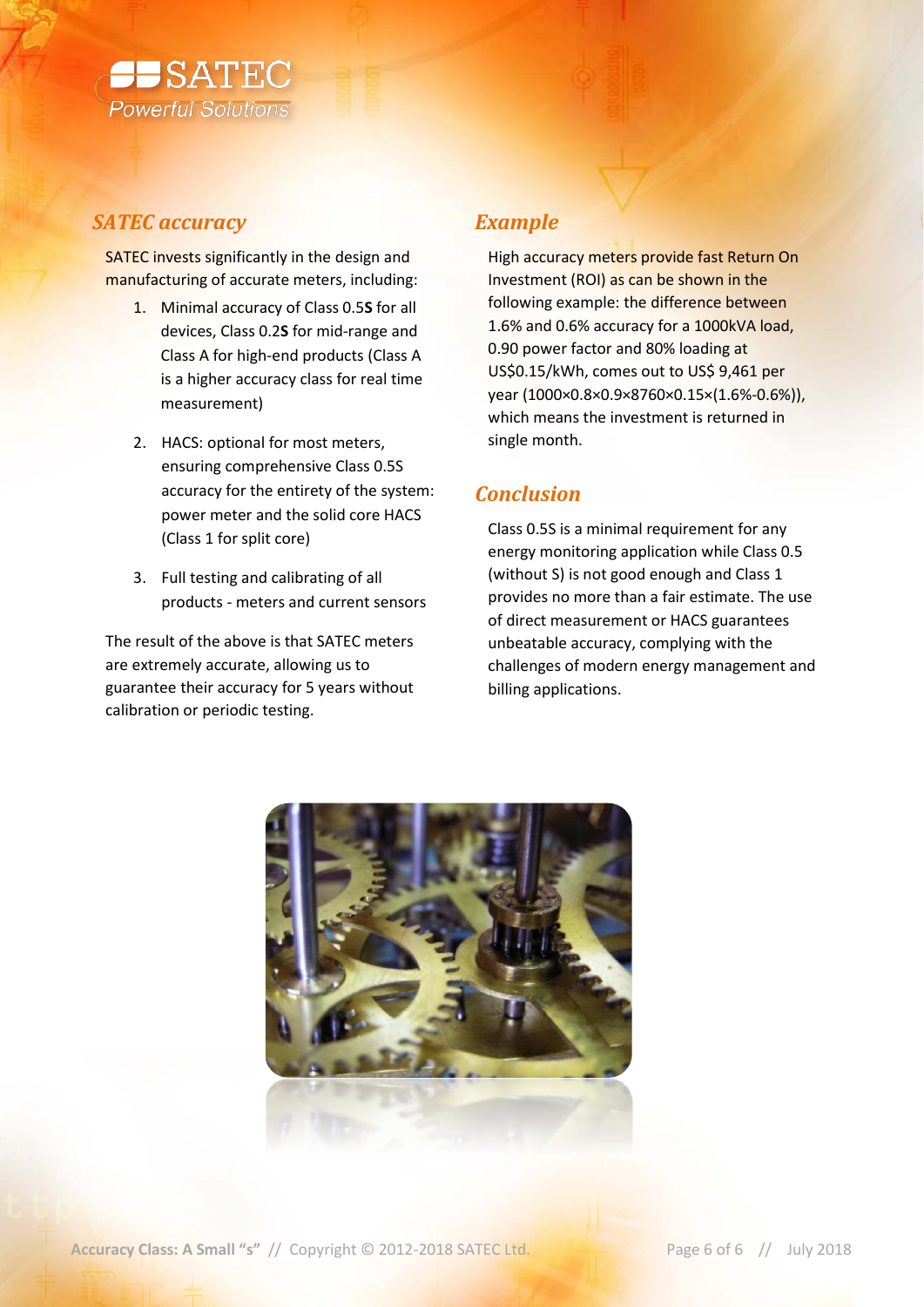## *SATEC accuracy*

SATEC invests significantly in the design and manufacturing of accurate meters, including:

1. Minimal accuracy of Class 0.5**S** for all devices, Class 0.2**S** for mid-range and Class A for high-end products (Class A is a higher accuracy class for real time measurement)
2. HACS: optional for most meters, ensuring comprehensive Class 0.5S accuracy for the entirety of the system: power meter and the solid core HACS (Class 1 for split core)
3. Full testing and calibrating of all products - meters and current sensors

The result of the above is that SATEC meters are extremely accurate, allowing us to guarantee their accuracy for 5 years without calibration or periodic testing.

## *Example*

High accuracy meters provide fast Return On Investment (ROI) as can be shown in the following example: the difference between 1.6% and 0.6% accuracy for a 1000kVA load, 0.90 power factor and 80% loading at US$0.15/kWh, comes out to US$ 9,461 per year (1000×0.8×0.9×8760×0.15×(1.6%-0.6%)), which means the investment is returned in single month.

## *Conclusion*

Class 0.5S is a minimal requirement for any energy monitoring application while Class 0.5 (without S) is not good enough and Class 1 provides no more than a fair estimate. The use of direct measurement or HACS guarantees unbeatable accuracy, complying with the challenges of modern energy management and billing applications.